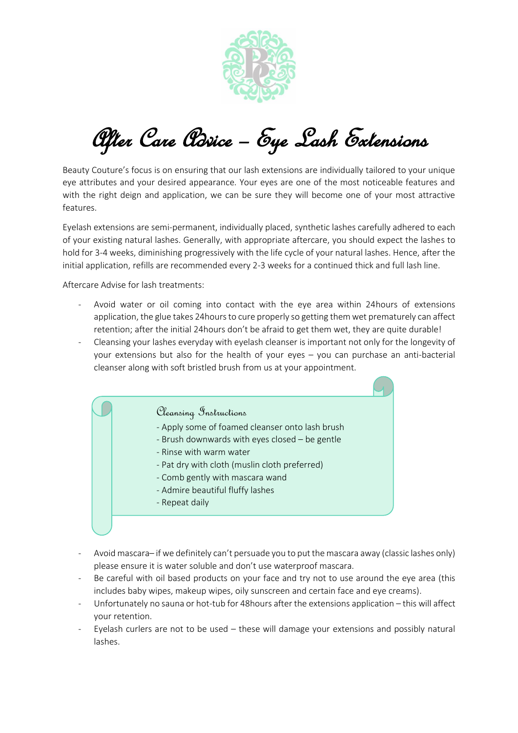# After Care Advice – Eye Lash Extensions

Beauty Couture's focus is on ensuring that our lash extensions are individually tailored to your unique eye attributes and your desired appearance. Your eyes are one of the most noticeable features and with the right deign and application, we can be sure they will become one of your most attractive features.

Eyelash extensions are semi-permanent, individually placed, synthetic lashes carefully adhered to each of your existing natural lashes. Generally, with appropriate aftercare, you should expect the lashes to hold for 3-4 weeks, diminishing progressively with the life cycle of your natural lashes. Hence, after the initial application, refills are recommended every 2-3 weeks for a continued thick and full lash line.

Aftercare Advise for lash treatments:

- Avoid water or oil coming into contact with the eye area within 24hours of extensions application, the glue takes 24hours to cure properly so getting them wet prematurely can affect retention; after the initial 24hours don't be afraid to get them wet, they are quite durable!
- Cleansing your lashes everyday with eyelash cleanser is important not only for the longevity of your extensions but also for the health of your eyes – you can purchase an anti-bacterial cleanser along with soft bristled brush from us at your appointment.

### Cleansing Instructions

- Apply some of foamed cleanser onto lash brush
- Brush downwards with eyes closed – be gentle
- Rinse with warm water
- Pat dry with cloth (muslin cloth preferred)
- Comb gently with mascara wand
- Admire beautiful fluffy lashes
- Repeat daily

- Avoid mascara– if we definitely can't persuade you to put the mascara away (classic lashes only) please ensure it is water soluble and don't use waterproof mascara.
- Be careful with oil based products on your face and try not to use around the eye area (this includes baby wipes, makeup wipes, oily sunscreen and certain face and eye creams).
- Unfortunately no sauna or hot-tub for 48hours after the extensions application – this will affect your retention.
- Eyelash curlers are not to be used – these will damage your extensions and possibly natural lashes.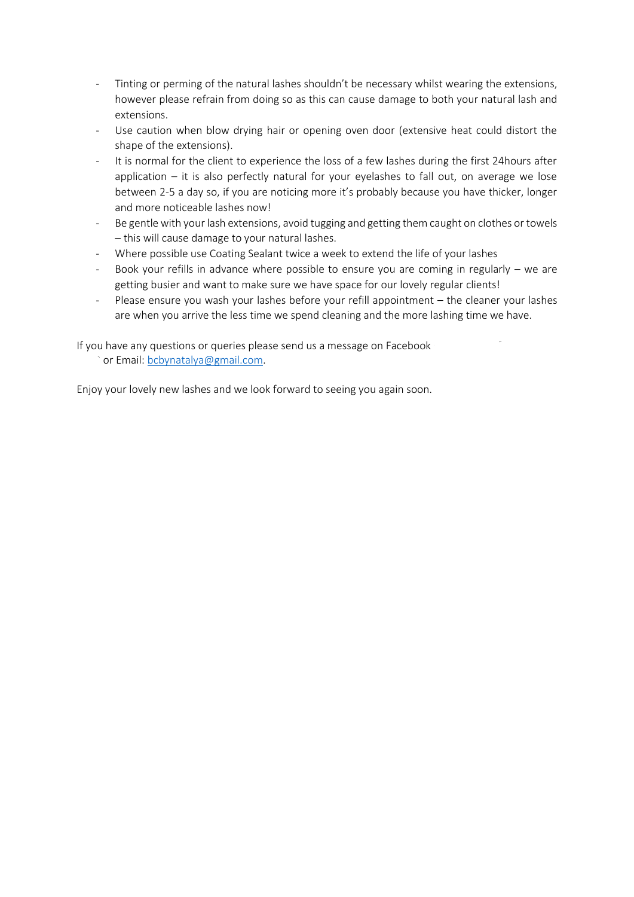- Tinting or perming of the natural lashes shouldn't be necessary whilst wearing the extensions, however please refrain from doing so as this can cause damage to both your natural lash and extensions.
- Use caution when blow drying hair or opening oven door (extensive heat could distort the shape of the extensions).
- It is normal for the client to experience the loss of a few lashes during the first 24hours after application – it is also perfectly natural for your eyelashes to fall out, on average we lose between 2-5 a day so, if you are noticing more it's probably because you have thicker, longer and more noticeable lashes now!
- Be gentle with your lash extensions, avoid tugging and getting them caught on clothes or towels – this will cause damage to your natural lashes.
- Where possible use Coating Sealant twice a week to extend the life of your lashes
- Book your refills in advance where possible to ensure you are coming in regularly – we are getting busier and want to make sure we have space for our lovely regular clients!
- Please ensure you wash your lashes before your refill appointment – the cleaner your lashes are when you arrive the less time we spend cleaning and the more lashing time we have.

If you have any questions or queries please send us a message on Facebook
` or Email: bcbynatalya@gmail.com.

Enjoy your lovely new lashes and we look forward to seeing you again soon.